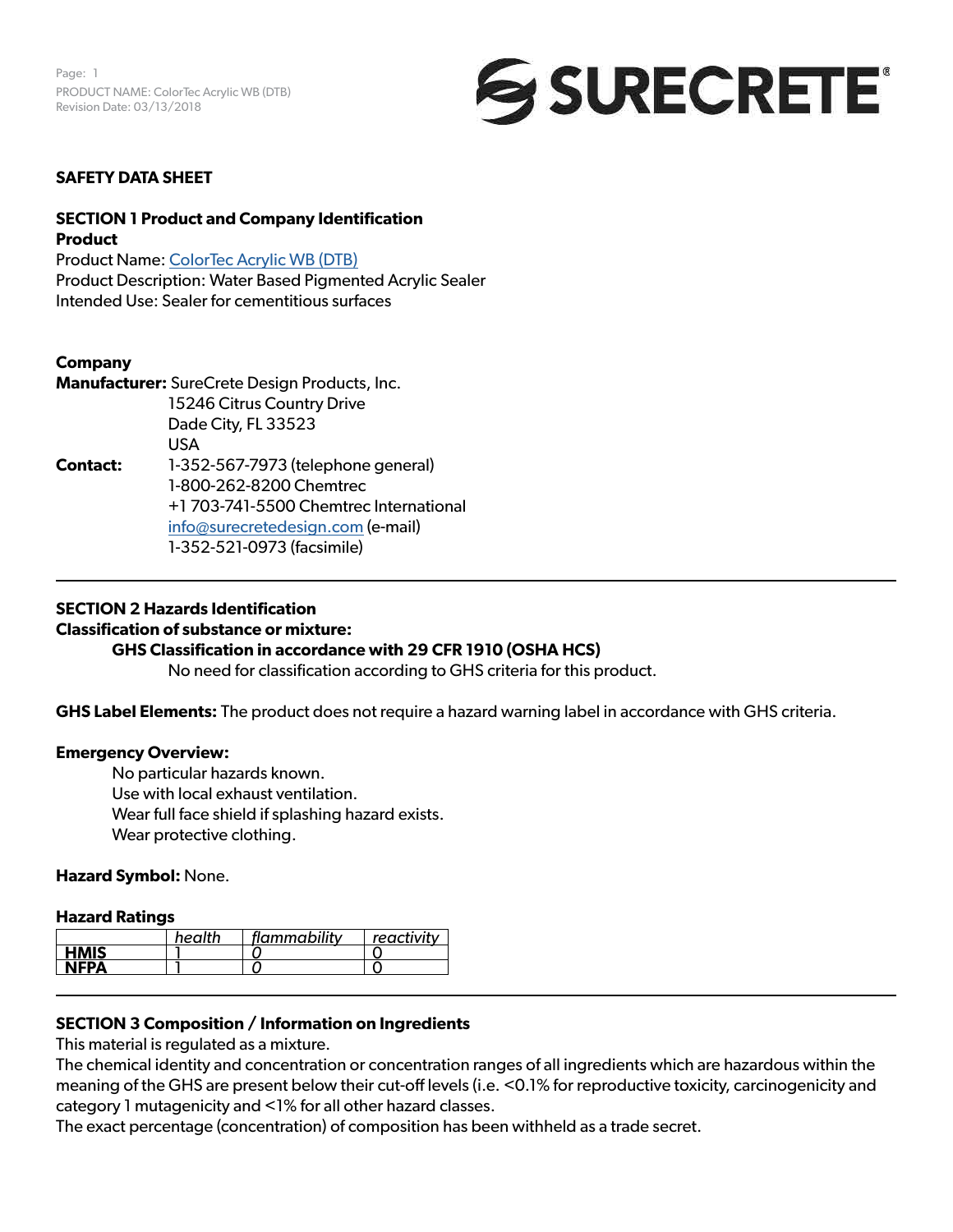# SAFETY DATA SHEET

## SECTION 1 Product and Company Identification

**Product**

Product Name: ColorTec Acrylic WB (DTB)
Product Description: Water Based Pigmented Acrylic Sealer
Intended Use: Sealer for cementitious surfaces

**Company**

**Manufacturer:** SureCrete Design Products, Inc.
15246 Citrus Country Drive
Dade City, FL 33523
USA

**Contact:** 1-352-567-7973 (telephone general)
1-800-262-8200 Chemtrec
+1 703-741-5500 Chemtrec International
info@surecretedesign.com (e-mail)
1-352-521-0973 (facsimile)

## SECTION 2 Hazards Identification

**Classification of substance or mixture:**

**GHS Classification in accordance with 29 CFR 1910 (OSHA HCS)**

No need for classification according to GHS criteria for this product.

**GHS Label Elements:** The product does not require a hazard warning label in accordance with GHS criteria.

**Emergency Overview:**

No particular hazards known.
Use with local exhaust ventilation.
Wear full face shield if splashing hazard exists.
Wear protective clothing.

**Hazard Symbol:** None.

**Hazard Ratings**

| | *health* | *flammability* | *reactivity* |
|---|---|---|---|
| **HMIS** | 1 | *0* | 0 |
| **NFPA** | 1 | *0* | 0 |

## SECTION 3 Composition / Information on Ingredients

This material is regulated as a mixture.
The chemical identity and concentration or concentration ranges of all ingredients which are hazardous within the meaning of the GHS are present below their cut-off levels (i.e. <0.1% for reproductive toxicity, carcinogenicity and category 1 mutagenicity and <1% for all other hazard classes.
The exact percentage (concentration) of composition has been withheld as a trade secret.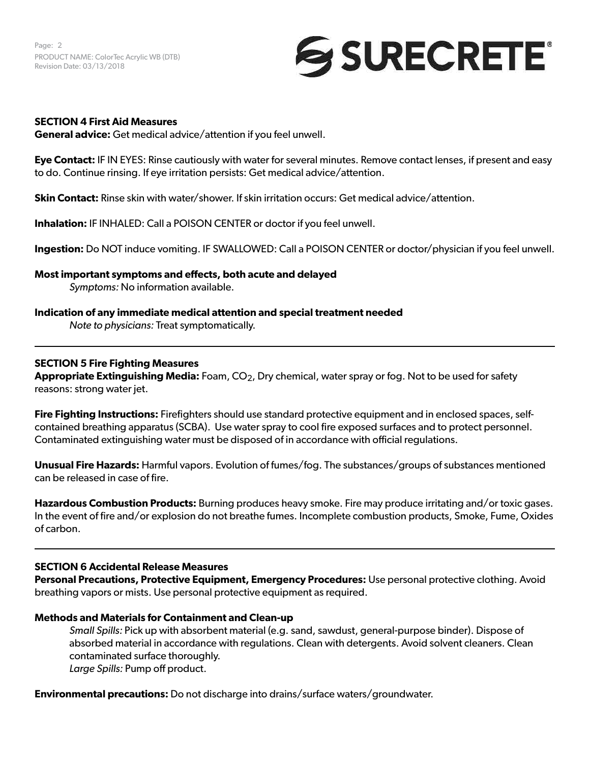## SECTION 4 First Aid Measures

**General advice:** Get medical advice/attention if you feel unwell.

**Eye Contact:** IF IN EYES: Rinse cautiously with water for several minutes. Remove contact lenses, if present and easy to do. Continue rinsing. If eye irritation persists: Get medical advice/attention.

**Skin Contact:** Rinse skin with water/shower. If skin irritation occurs: Get medical advice/attention.

**Inhalation:** IF INHALED: Call a POISON CENTER or doctor if you feel unwell.

**Ingestion:** Do NOT induce vomiting. IF SWALLOWED: Call a POISON CENTER or doctor/physician if you feel unwell.

**Most important symptoms and effects, both acute and delayed**

*Symptoms:* No information available.

**Indication of any immediate medical attention and special treatment needed**

*Note to physicians:* Treat symptomatically.

---

## SECTION 5 Fire Fighting Measures

**Appropriate Extinguishing Media:** Foam, $CO_2$, Dry chemical, water spray or fog. Not to be used for safety reasons: strong water jet.

**Fire Fighting Instructions:** Firefighters should use standard protective equipment and in enclosed spaces, self-contained breathing apparatus (SCBA). Use water spray to cool fire exposed surfaces and to protect personnel. Contaminated extinguishing water must be disposed of in accordance with official regulations.

**Unusual Fire Hazards:** Harmful vapors. Evolution of fumes/fog. The substances/groups of substances mentioned can be released in case of fire.

**Hazardous Combustion Products:** Burning produces heavy smoke. Fire may produce irritating and/or toxic gases. In the event of fire and/or explosion do not breathe fumes. Incomplete combustion products, Smoke, Fume, Oxides of carbon.

---

## SECTION 6 Accidental Release Measures

**Personal Precautions, Protective Equipment, Emergency Procedures:** Use personal protective clothing. Avoid breathing vapors or mists. Use personal protective equipment as required.

**Methods and Materials for Containment and Clean-up**

*Small Spills:* Pick up with absorbent material (e.g. sand, sawdust, general-purpose binder). Dispose of absorbed material in accordance with regulations. Clean with detergents. Avoid solvent cleaners. Clean contaminated surface thoroughly.
*Large Spills:* Pump off product.

**Environmental precautions:** Do not discharge into drains/surface waters/groundwater.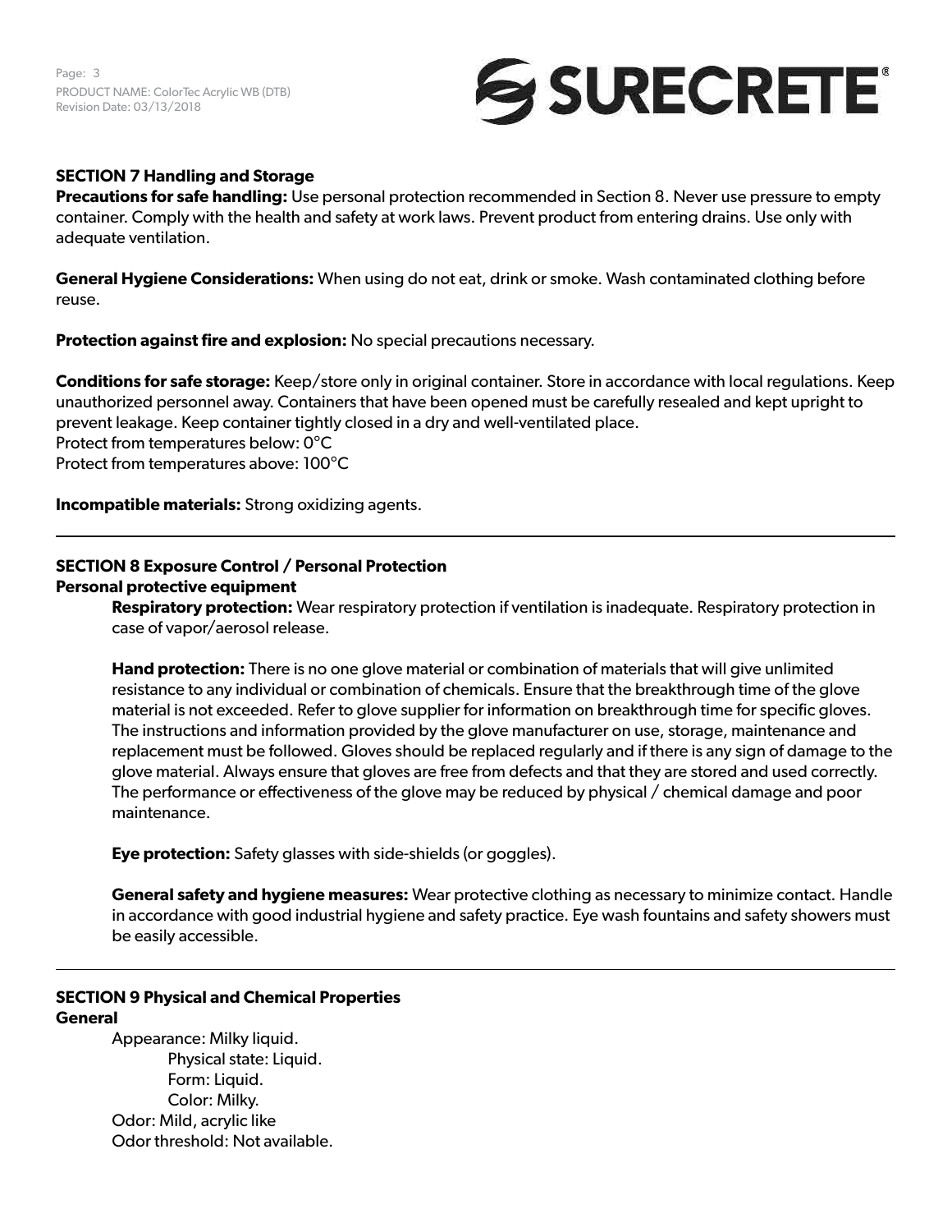## SECTION 7 Handling and Storage

**Precautions for safe handling:** Use personal protection recommended in Section 8. Never use pressure to empty container. Comply with the health and safety at work laws. Prevent product from entering drains. Use only with adequate ventilation.

**General Hygiene Considerations:** When using do not eat, drink or smoke. Wash contaminated clothing before reuse.

**Protection against fire and explosion:** No special precautions necessary.

**Conditions for safe storage:** Keep/store only in original container. Store in accordance with local regulations. Keep unauthorized personnel away. Containers that have been opened must be carefully resealed and kept upright to prevent leakage. Keep container tightly closed in a dry and well-ventilated place.
Protect from temperatures below: 0°C
Protect from temperatures above: 100°C

**Incompatible materials:** Strong oxidizing agents.

---

## SECTION 8 Exposure Control / Personal Protection

### Personal protective equipment

**Respiratory protection:** Wear respiratory protection if ventilation is inadequate. Respiratory protection in case of vapor/aerosol release.

**Hand protection:** There is no one glove material or combination of materials that will give unlimited resistance to any individual or combination of chemicals. Ensure that the breakthrough time of the glove material is not exceeded. Refer to glove supplier for information on breakthrough time for specific gloves. The instructions and information provided by the glove manufacturer on use, storage, maintenance and replacement must be followed. Gloves should be replaced regularly and if there is any sign of damage to the glove material. Always ensure that gloves are free from defects and that they are stored and used correctly. The performance or effectiveness of the glove may be reduced by physical / chemical damage and poor maintenance.

**Eye protection:** Safety glasses with side-shields (or goggles).

**General safety and hygiene measures:** Wear protective clothing as necessary to minimize contact. Handle in accordance with good industrial hygiene and safety practice. Eye wash fountains and safety showers must be easily accessible.

---

## SECTION 9 Physical and Chemical Properties

### General

Appearance: Milky liquid.
- Physical state: Liquid.
- Form: Liquid.
- Color: Milky.

Odor: Mild, acrylic like
Odor threshold: Not available.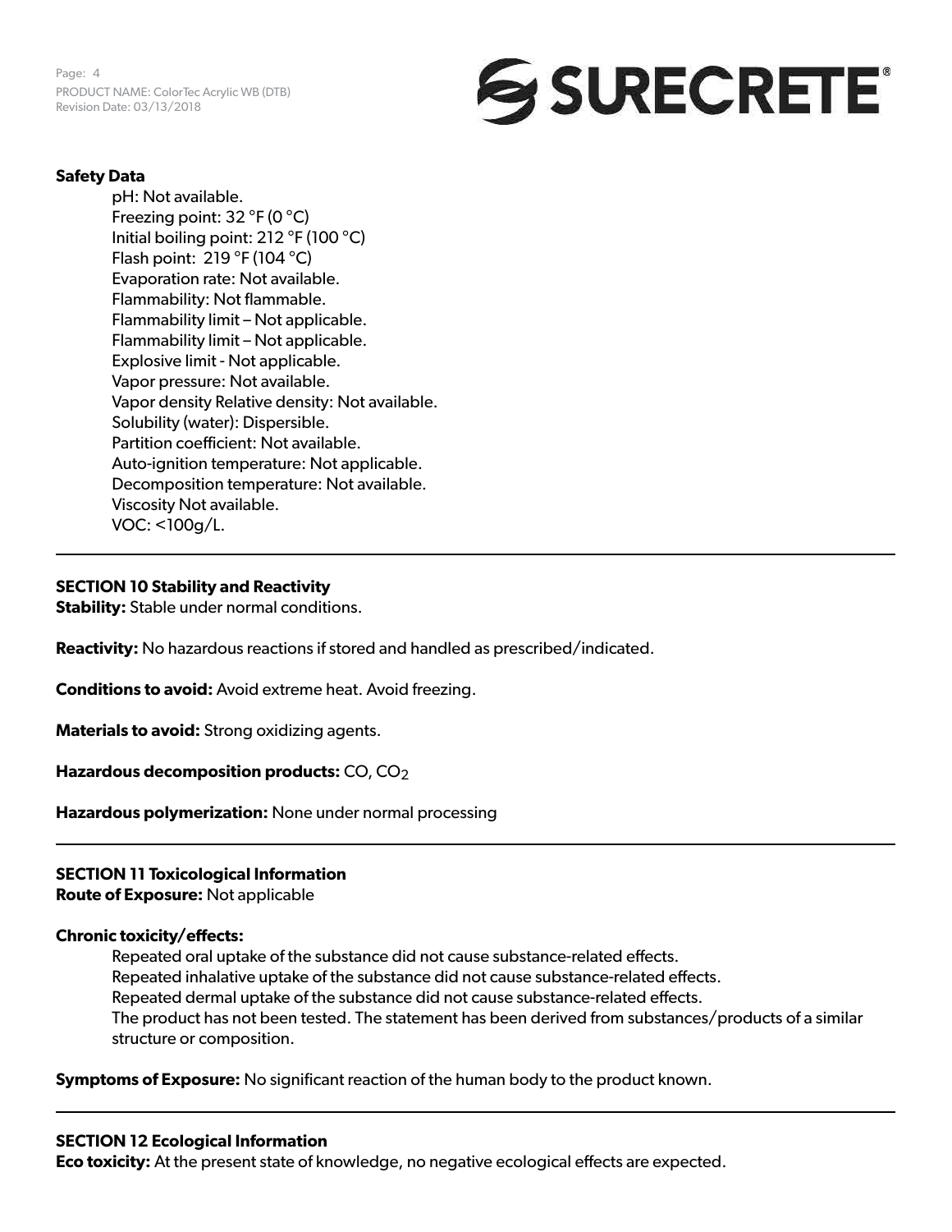**Safety Data**

pH: Not available.
Freezing point: 32 °F (0 °C)
Initial boiling point: 212 °F (100 °C)
Flash point: 219 °F (104 °C)
Evaporation rate: Not available.
Flammability: Not flammable.
Flammability limit – Not applicable.
Flammability limit – Not applicable.
Explosive limit - Not applicable.
Vapor pressure: Not available.
Vapor density Relative density: Not available.
Solubility (water): Dispersible.
Partition coefficient: Not available.
Auto-ignition temperature: Not applicable.
Decomposition temperature: Not available.
Viscosity Not available.
VOC: <100g/L.

## SECTION 10 Stability and Reactivity

**Stability:** Stable under normal conditions.

**Reactivity:** No hazardous reactions if stored and handled as prescribed/indicated.

**Conditions to avoid:** Avoid extreme heat. Avoid freezing.

**Materials to avoid:** Strong oxidizing agents.

**Hazardous decomposition products:** CO, $CO_2$

**Hazardous polymerization:** None under normal processing

## SECTION 11 Toxicological Information

**Route of Exposure:** Not applicable

**Chronic toxicity/effects:**

Repeated oral uptake of the substance did not cause substance-related effects.
Repeated inhalative uptake of the substance did not cause substance-related effects.
Repeated dermal uptake of the substance did not cause substance-related effects.
The product has not been tested. The statement has been derived from substances/products of a similar structure or composition.

**Symptoms of Exposure:** No significant reaction of the human body to the product known.

## SECTION 12 Ecological Information

**Eco toxicity:** At the present state of knowledge, no negative ecological effects are expected.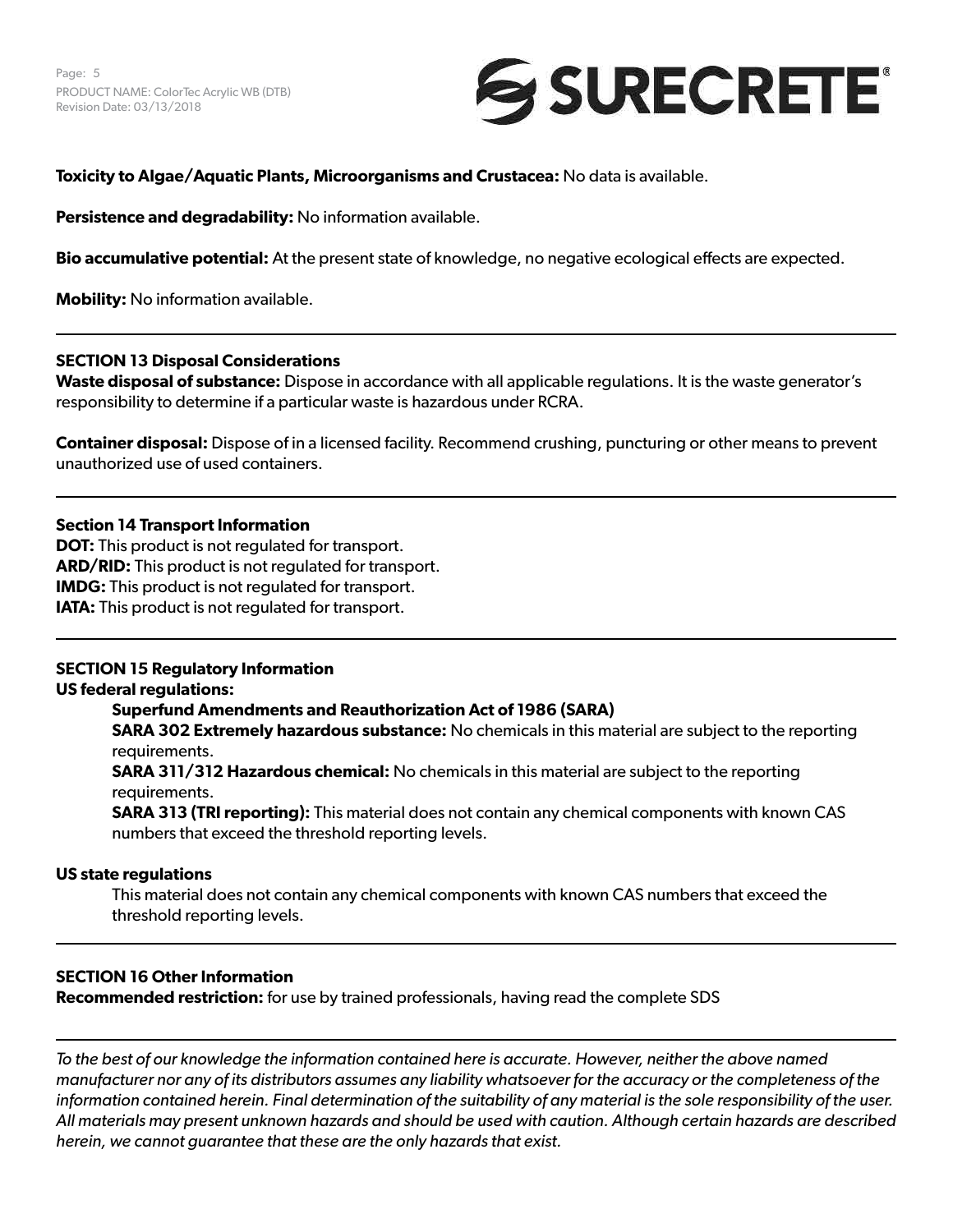**Toxicity to Algae/Aquatic Plants, Microorganisms and Crustacea:** No data is available.

**Persistence and degradability:** No information available.

**Bio accumulative potential:** At the present state of knowledge, no negative ecological effects are expected.

**Mobility:** No information available.

---

## SECTION 13 Disposal Considerations

**Waste disposal of substance:** Dispose in accordance with all applicable regulations. It is the waste generator's responsibility to determine if a particular waste is hazardous under RCRA.

**Container disposal:** Dispose of in a licensed facility. Recommend crushing, puncturing or other means to prevent unauthorized use of used containers.

---

## Section 14 Transport Information

**DOT:** This product is not regulated for transport.
**ARD/RID:** This product is not regulated for transport.
**IMDG:** This product is not regulated for transport.
**IATA:** This product is not regulated for transport.

---

## SECTION 15 Regulatory Information

**US federal regulations:**

**Superfund Amendments and Reauthorization Act of 1986 (SARA)**

**SARA 302 Extremely hazardous substance:** No chemicals in this material are subject to the reporting requirements.

**SARA 311/312 Hazardous chemical:** No chemicals in this material are subject to the reporting requirements.

**SARA 313 (TRI reporting):** This material does not contain any chemical components with known CAS numbers that exceed the threshold reporting levels.

**US state regulations**

This material does not contain any chemical components with known CAS numbers that exceed the threshold reporting levels.

---

## SECTION 16 Other Information

**Recommended restriction:** for use by trained professionals, having read the complete SDS

---

*To the best of our knowledge the information contained here is accurate. However, neither the above named manufacturer nor any of its distributors assumes any liability whatsoever for the accuracy or the completeness of the information contained herein. Final determination of the suitability of any material is the sole responsibility of the user. All materials may present unknown hazards and should be used with caution. Although certain hazards are described herein, we cannot guarantee that these are the only hazards that exist.*